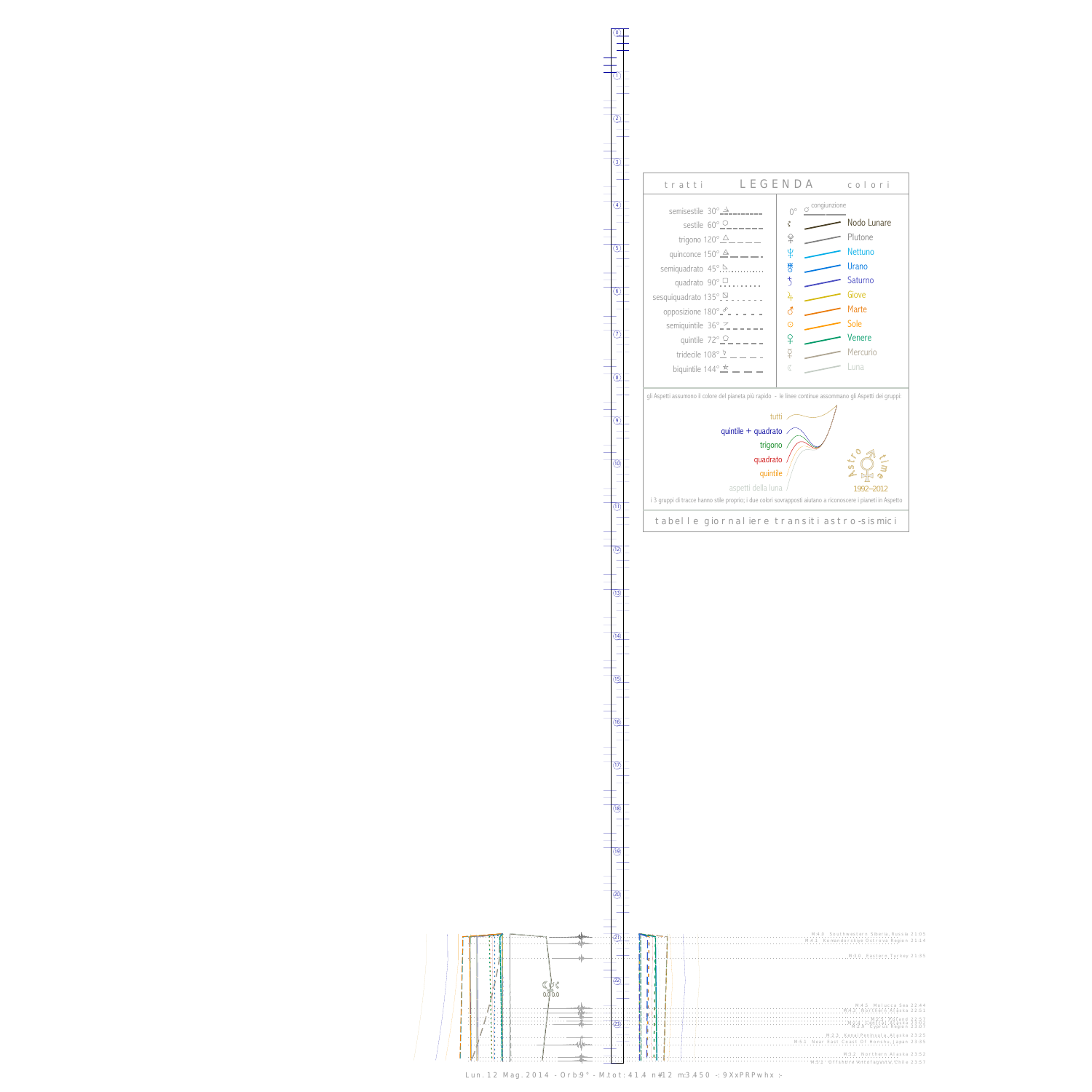## LEGENDA

**tratti**

- semisestile 30°
- sestile 60°
- trigono 120°
- quinconce 150°
- semiquadrato 45°
- quadrato 90°
- sesquiquadrato 135°
- opposizione 180°
- semiquintile 36°
- quintile 72°
- tridecile 108°
- biquintile 144°

**colori**

- 0° congiunzione
- Nodo Lunare
- Plutone
- Nettuno
- Urano
- Saturno
- Giove
- Marte
- Sole
- Venere
- Mercurio
- Luna

gli Aspetti assumono il colore del pianeta più rapido - le linee continue assommano gli Aspetti dei gruppi:

- tutti
- quintile + quadrato
- trigono
- quadrato
- quintile
- aspetti della luna

Astro time 1992–2012

i 3 gruppi di tracce hanno stile proprio; i due colori sovrapposti aiutano a riconoscere i pianeti in Aspetto

tabelle giornaliere transiti astro-sismici

M 4.0 Southwestern Siberia, Russia 21:05
M 4.1 Komandorskiye Ostrova Region 21:14
M 3.0 Eastern Turkey 21:35
M 4.5 Molucca Sea 22:44
M 4.3 Southern Alaska 22:51
M 2.7 Iceland 22:57
M 2.5 Central Alaska 23:00
M 2.9 Cyprus Region 23:01
M 2.3 Kenai Peninsula, Alaska 23:25
M 5.1 Near East Coast Of Honshu, Japan 23:35
M 3.2 Northern Alaska 23:52
M 3.1 Offshore Antofagasta, Chile 23:57

Lun. 12 Mag. 2014 - Orb:9° - M.tot: 41.4 n#12 m:3.450 -: 9XxPRPwhx :-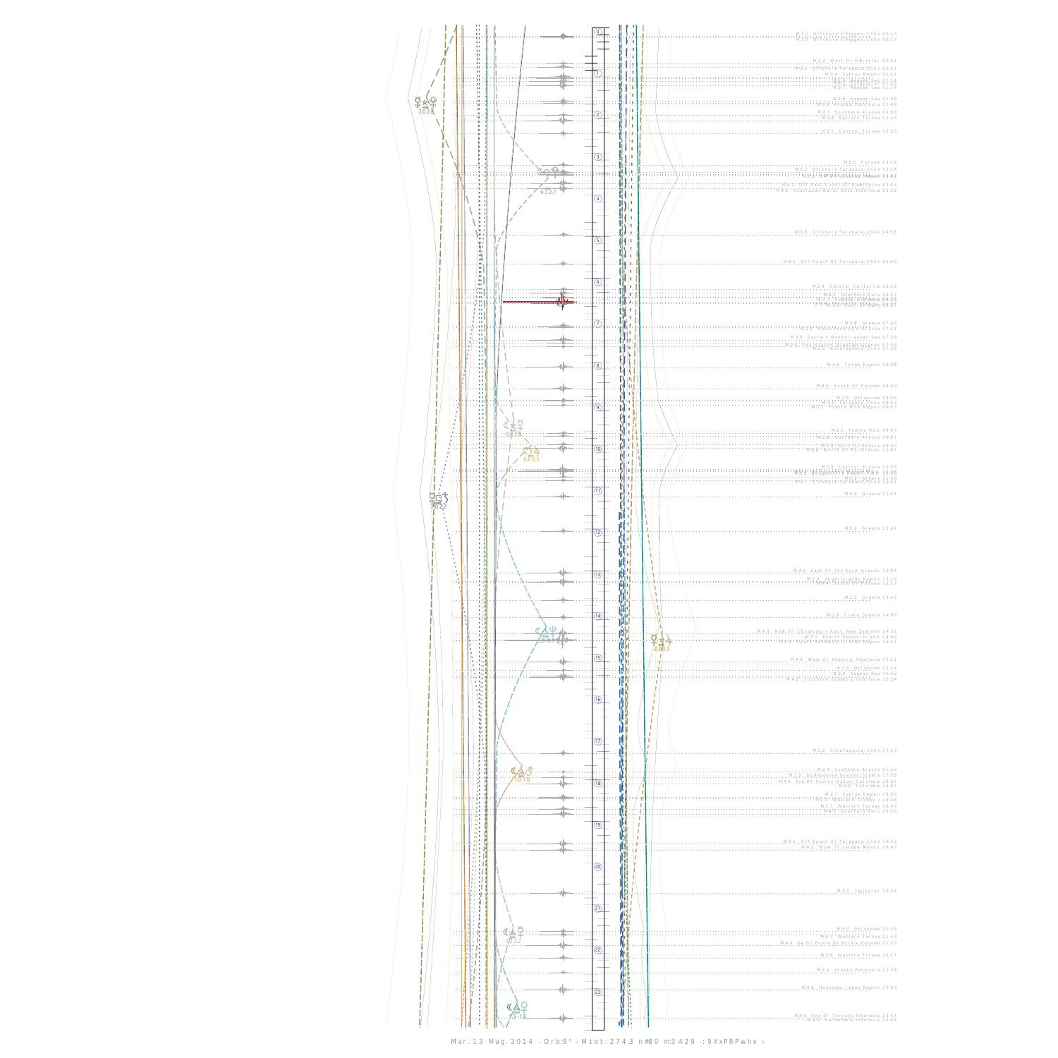M.3.2 Offshore O'Higgins Chile 00:13
M.3.0 Offshore O'Higgins Chile 00:15
M.2.2 West Of Gibraltar 00:52
M.2.5 Offshore Tarapaca Chile 00:57
M.3.4 Cyprus Region 01:11
M.2.6 Aegean Sea 01:46
M.3.0 Alaska Peninsula 01:49
M.2.7 Southern Alaska 02:06
M.3.6 Eastern Turkey 02:14
M.2.7 Central Turkey 02:33
M.2.5 Poland 03:18
M.3.2 Offshore Tarapaca Chile 03:28
M.4.2 Off East Coast Of Kamchatka 03:44
M.4.5 Kepulauan Barat Daya Indonesia 03:52
M.2.9 Offshore Tarapaca Chile 04:58
M.3.0 Off Coast Of Tarapaca Chile 05:40
M.2.4 Central California 06:16
M.4.7 Southern Peru 06:22
M.2.8 Greece 07:09
M.3.4 Eastern Mediterranean Sea 07:29
M.2.6 Antofagasta Chile 07:39
M.4.6 Tonga Region 08:08
M.4.4 South Of Panama 08:39
M.2.8 Oklahoma 08:56
M.2.7 Puerto Rico Region 09:03
M.2.5 Puerto Rico 09:43
M.2.8 Northern Alaska 09:47
M.4.6 North Of Fiji Islands 10:05
M.2.5 Sicily 10:46
M.2.7 Offshore Tarapaca Chile 10:51
M.3.0 Greece 11:14
M.2.8 Greece 12:04
M.4.6 East Of The Kuril Islands 13:04
M.2.6 Virgin Islands Region 13:16
M.4.4 South Of Panama 13:17
M.2.5 Greece 13:43
M.2.8 Crete Greece 14:08
M.4.8 Nnw Of L'Esperance Rock New Zealand 14:31
M.4.4 South Sandwich Islands Region 14:41
M.4.4 Wnw Of Abepura Indonesia 15:12
M.2.6 Oklahoma 15:24
M.2.5 Aegean Sea 15:32
M.4.3 Southern Sumatra Indonesia 15:34
M.3.2 Antofagasta Chile 17:23
M.2.4 Southern Alaska 17:56
M.2.5 Dodecanese Islands Greece 17:58
M.4.6 Sse Of Puerto Gaitan Colombia 18:07
M.4.4 Colombia 18:07
M.2.7 Cyprus Region 18:26
M.2.8 Western Turkey 18:28
M.2.7 Western Turkey 18:43
M.4.3 Southern Peru 18:50
M.4.5 Off Coast Of Tarapaca Chile 19:33
M.4.2 Wnw Of Jarapa Mexico 19:42
M.4.2 Tajikistan 20:44
M.3.2 Oklahoma 21:39
M.2.7 Western Turkey 21:44
M.4.6 Se Of Punta De Burica Panama 21:59
M.2.8 Western Turkey 22:17
M.2.4 Alaska Peninsula 22:38
M.4.8 Hokkaido Japan Region 23:03
M.4.6 Ene Of Ternate Indonesia 23:44
M.4.8 Halmahera Indonesia 23:44

Mar. 13 Mag. 2014 - Orb:9° - M.tot: 274.3 n#80 m:3.429 -: 9XxPRPwhx :-